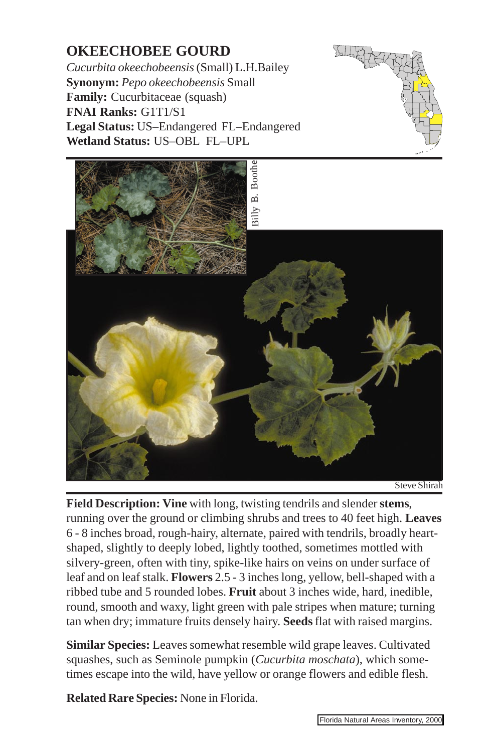# OKEECHOBEE GOURD

*Cucurbita okeechobeensis* (Small) L.H.Bailey
**Synonym:** *Pepo okeechobeensis* Small
**Family:** Cucurbitaceae (squash)
**FNAI Ranks:** G1T1/S1
**Legal Status:** US–Endangered FL–Endangered
**Wetland Status:** US–OBL FL–UPL

Billy B. Boothe

Steve Shirah

**Field Description: Vine** with long, twisting tendrils and slender **stems**, running over the ground or climbing shrubs and trees to 40 feet high. **Leaves** 6 - 8 inches broad, rough-hairy, alternate, paired with tendrils, broadly heart-shaped, slightly to deeply lobed, lightly toothed, sometimes mottled with silvery-green, often with tiny, spike-like hairs on veins on under surface of leaf and on leaf stalk. **Flowers** 2.5 - 3 inches long, yellow, bell-shaped with a ribbed tube and 5 rounded lobes. **Fruit** about 3 inches wide, hard, inedible, round, smooth and waxy, light green with pale stripes when mature; turning tan when dry; immature fruits densely hairy. **Seeds** flat with raised margins.

**Similar Species:** Leaves somewhat resemble wild grape leaves. Cultivated squashes, such as Seminole pumpkin (*Cucurbita moschata*), which sometimes escape into the wild, have yellow or orange flowers and edible flesh.

**Related Rare Species:** None in Florida.

Florida Natural Areas Inventory, 2000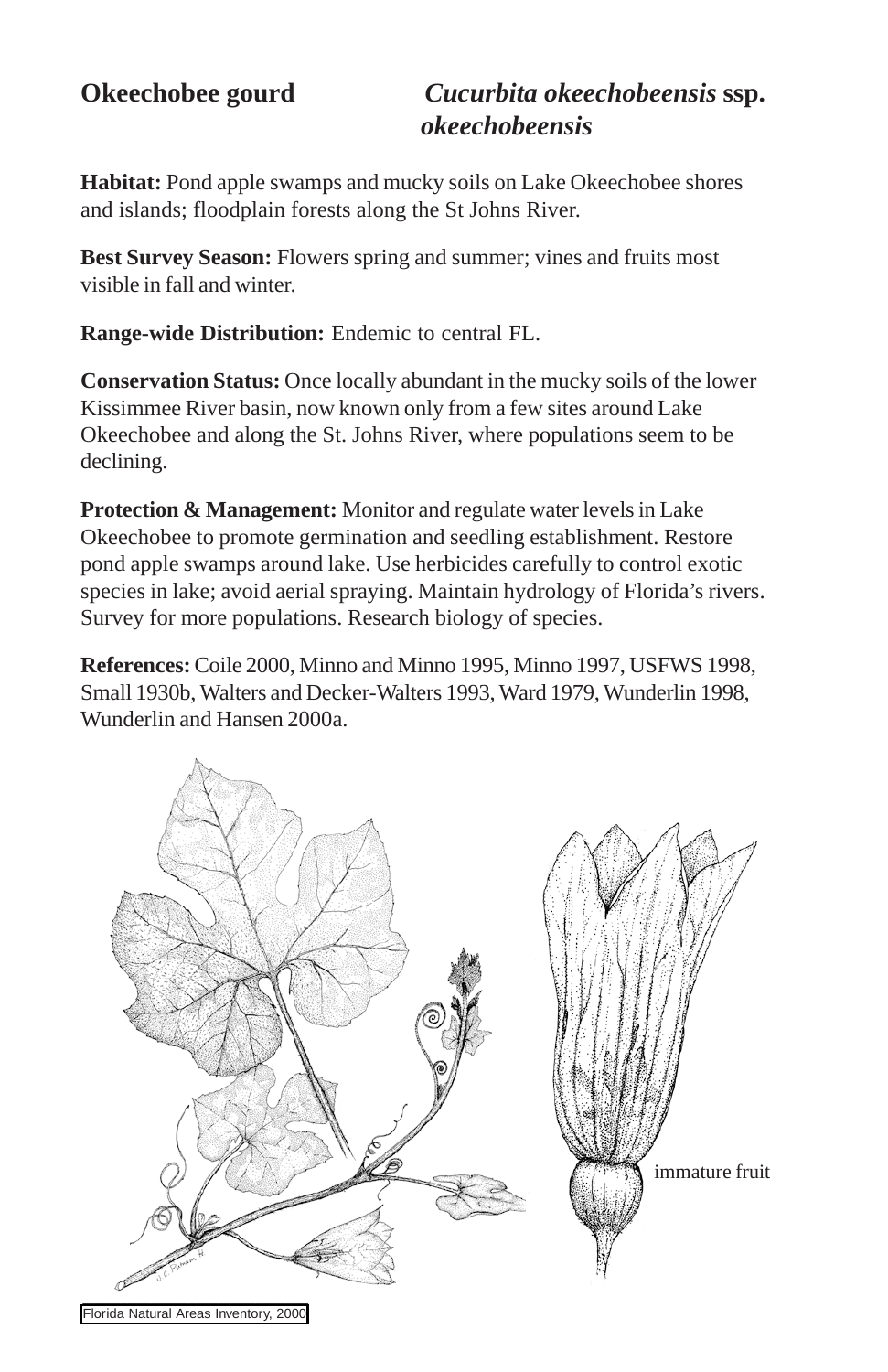# Okeechobee gourd *Cucurbita okeechobeensis* ssp. *okeechobeensis*

**Habitat:** Pond apple swamps and mucky soils on Lake Okeechobee shores and islands; floodplain forests along the St Johns River.

**Best Survey Season:** Flowers spring and summer; vines and fruits most visible in fall and winter.

**Range-wide Distribution:** Endemic to central FL.

**Conservation Status:** Once locally abundant in the mucky soils of the lower Kissimmee River basin, now known only from a few sites around Lake Okeechobee and along the St. Johns River, where populations seem to be declining.

**Protection & Management:** Monitor and regulate water levels in Lake Okeechobee to promote germination and seedling establishment. Restore pond apple swamps around lake. Use herbicides carefully to control exotic species in lake; avoid aerial spraying. Maintain hydrology of Florida's rivers. Survey for more populations. Research biology of species.

**References:** Coile 2000, Minno and Minno 1995, Minno 1997, USFWS 1998, Small 1930b, Walters and Decker-Walters 1993, Ward 1979, Wunderlin 1998, Wunderlin and Hansen 2000a.

immature fruit

Florida Natural Areas Inventory, 2000